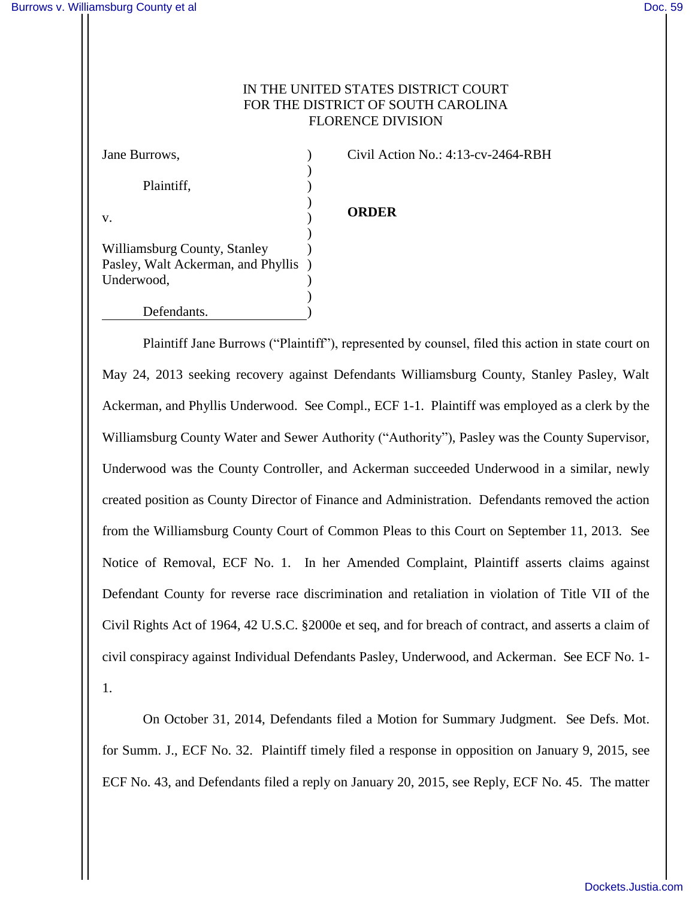IN THE UNITED STATES DISTRICT COURT
FOR THE DISTRICT OF SOUTH CAROLINA
FLORENCE DIVISION

| | | |
|---|---|---|
| Jane Burrows,<br><br>Plaintiff,<br><br>v.<br><br>Williamsburg County, Stanley Pasley, Walt Ackerman, and Phyllis Underwood,<br><br>Defendants. | ) | Civil Action No.: 4:13-cv-2464-RBH<br><br>**ORDER** |

Plaintiff Jane Burrows ("Plaintiff"), represented by counsel, filed this action in state court on May 24, 2013 seeking recovery against Defendants Williamsburg County, Stanley Pasley, Walt Ackerman, and Phyllis Underwood. See Compl., ECF 1-1. Plaintiff was employed as a clerk by the Williamsburg County Water and Sewer Authority ("Authority"), Pasley was the County Supervisor, Underwood was the County Controller, and Ackerman succeeded Underwood in a similar, newly created position as County Director of Finance and Administration. Defendants removed the action from the Williamsburg County Court of Common Pleas to this Court on September 11, 2013. See Notice of Removal, ECF No. 1. In her Amended Complaint, Plaintiff asserts claims against Defendant County for reverse race discrimination and retaliation in violation of Title VII of the Civil Rights Act of 1964, 42 U.S.C. §2000e et seq, and for breach of contract, and asserts a claim of civil conspiracy against Individual Defendants Pasley, Underwood, and Ackerman. See ECF No. 1-1.

On October 31, 2014, Defendants filed a Motion for Summary Judgment. See Defs. Mot. for Summ. J., ECF No. 32. Plaintiff timely filed a response in opposition on January 9, 2015, see ECF No. 43, and Defendants filed a reply on January 20, 2015, see Reply, ECF No. 45. The matter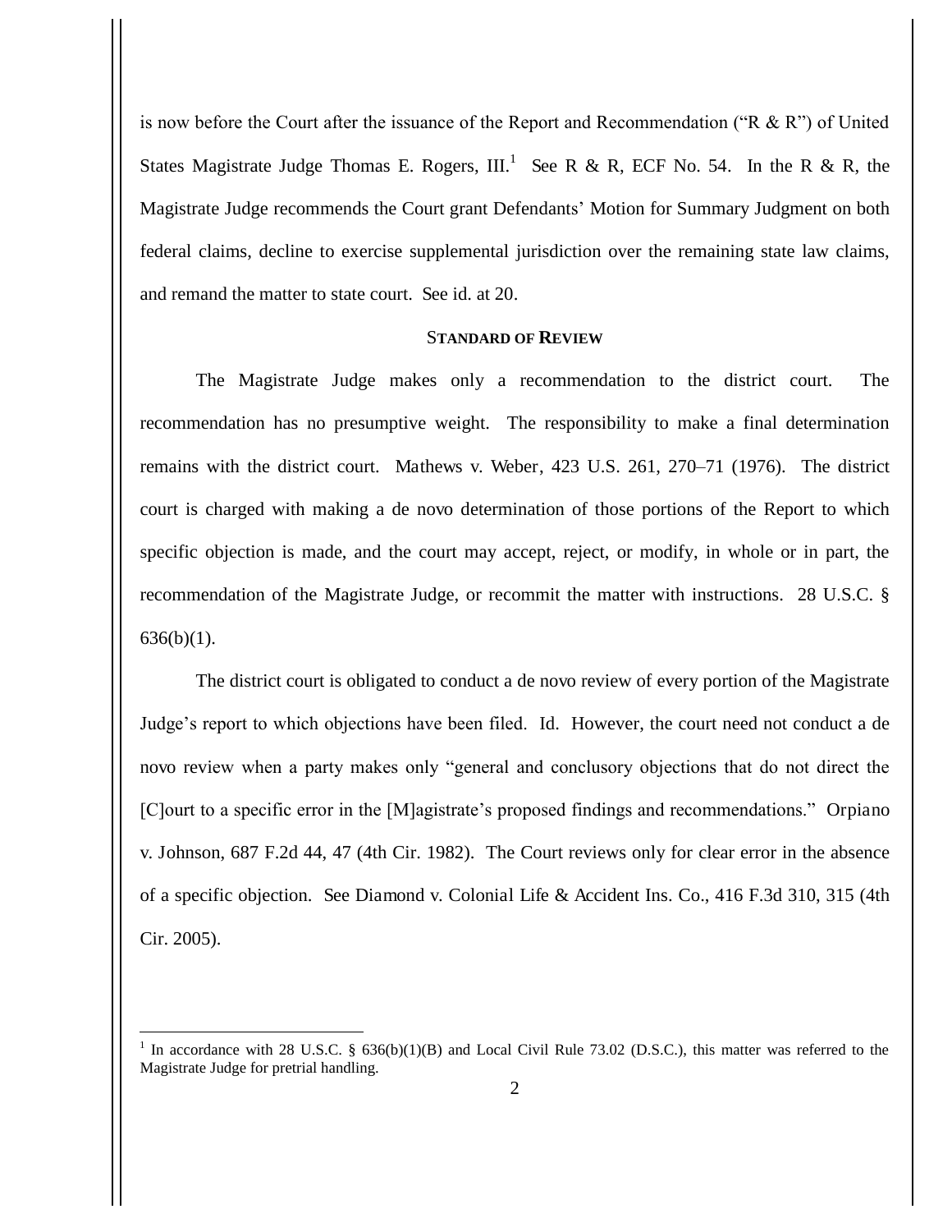is now before the Court after the issuance of the Report and Recommendation ("R & R") of United States Magistrate Judge Thomas E. Rogers, III.[1] See R & R, ECF No. 54. In the R & R, the Magistrate Judge recommends the Court grant Defendants' Motion for Summary Judgment on both federal claims, decline to exercise supplemental jurisdiction over the remaining state law claims, and remand the matter to state court. See id. at 20.

## STANDARD OF REVIEW

The Magistrate Judge makes only a recommendation to the district court. The recommendation has no presumptive weight. The responsibility to make a final determination remains with the district court. Mathews v. Weber, 423 U.S. 261, 270–71 (1976). The district court is charged with making a de novo determination of those portions of the Report to which specific objection is made, and the court may accept, reject, or modify, in whole or in part, the recommendation of the Magistrate Judge, or recommit the matter with instructions. 28 U.S.C. § 636(b)(1).

The district court is obligated to conduct a de novo review of every portion of the Magistrate Judge's report to which objections have been filed. Id. However, the court need not conduct a de novo review when a party makes only "general and conclusory objections that do not direct the [C]ourt to a specific error in the [M]agistrate's proposed findings and recommendations." Orpiano v. Johnson, 687 F.2d 44, 47 (4th Cir. 1982). The Court reviews only for clear error in the absence of a specific objection. See Diamond v. Colonial Life & Accident Ins. Co., 416 F.3d 310, 315 (4th Cir. 2005).

---

[1] In accordance with 28 U.S.C. § 636(b)(1)(B) and Local Civil Rule 73.02 (D.S.C.), this matter was referred to the Magistrate Judge for pretrial handling.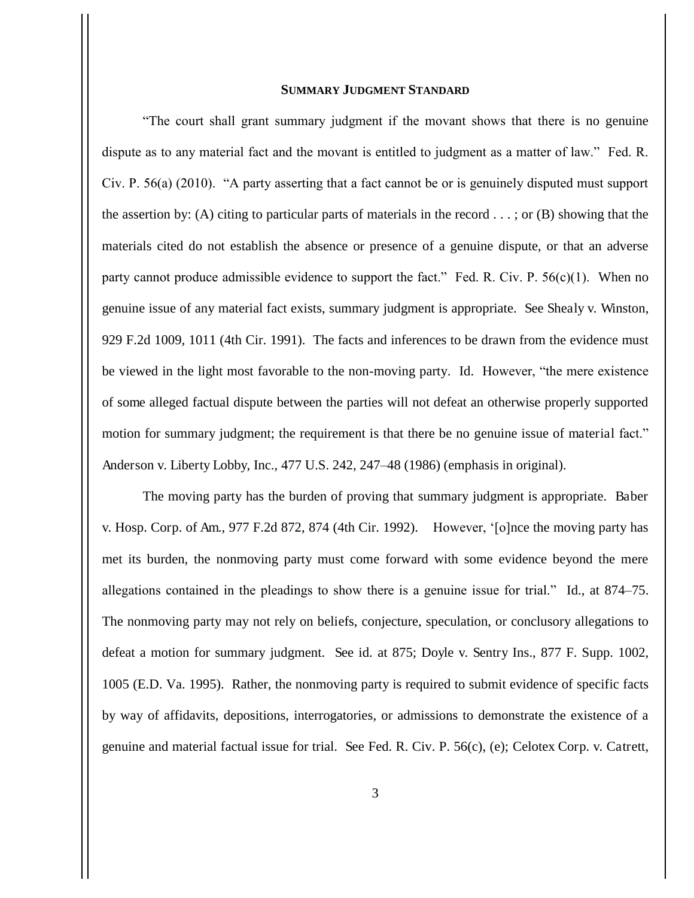## SUMMARY JUDGMENT STANDARD

"The court shall grant summary judgment if the movant shows that there is no genuine dispute as to any material fact and the movant is entitled to judgment as a matter of law." Fed. R. Civ. P. 56(a) (2010). "A party asserting that a fact cannot be or is genuinely disputed must support the assertion by: (A) citing to particular parts of materials in the record . . . ; or (B) showing that the materials cited do not establish the absence or presence of a genuine dispute, or that an adverse party cannot produce admissible evidence to support the fact." Fed. R. Civ. P. 56(c)(1). When no genuine issue of any material fact exists, summary judgment is appropriate. See Shealy v. Winston, 929 F.2d 1009, 1011 (4th Cir. 1991). The facts and inferences to be drawn from the evidence must be viewed in the light most favorable to the non-moving party. Id. However, "the mere existence of some alleged factual dispute between the parties will not defeat an otherwise properly supported motion for summary judgment; the requirement is that there be no genuine issue of material fact." Anderson v. Liberty Lobby, Inc., 477 U.S. 242, 247–48 (1986) (emphasis in original).

The moving party has the burden of proving that summary judgment is appropriate. Baber v. Hosp. Corp. of Am., 977 F.2d 872, 874 (4th Cir. 1992). However, '[o]nce the moving party has met its burden, the nonmoving party must come forward with some evidence beyond the mere allegations contained in the pleadings to show there is a genuine issue for trial." Id., at 874–75. The nonmoving party may not rely on beliefs, conjecture, speculation, or conclusory allegations to defeat a motion for summary judgment. See id. at 875; Doyle v. Sentry Ins., 877 F. Supp. 1002, 1005 (E.D. Va. 1995). Rather, the nonmoving party is required to submit evidence of specific facts by way of affidavits, depositions, interrogatories, or admissions to demonstrate the existence of a genuine and material factual issue for trial. See Fed. R. Civ. P. 56(c), (e); Celotex Corp. v. Catrett,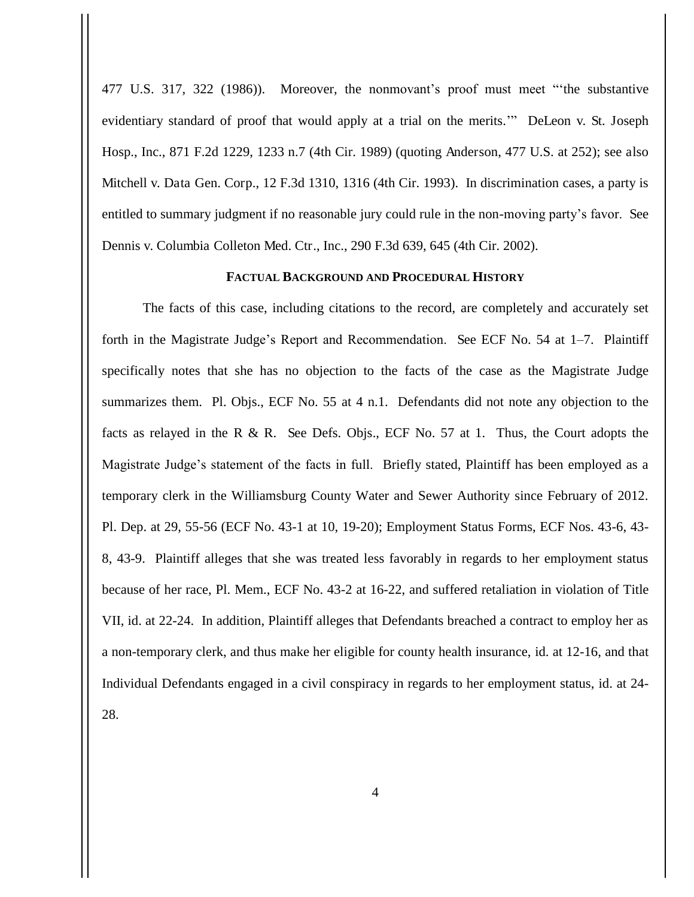477 U.S. 317, 322 (1986)). Moreover, the nonmovant's proof must meet "'the substantive evidentiary standard of proof that would apply at a trial on the merits.'" DeLeon v. St. Joseph Hosp., Inc., 871 F.2d 1229, 1233 n.7 (4th Cir. 1989) (quoting Anderson, 477 U.S. at 252); see also Mitchell v. Data Gen. Corp., 12 F.3d 1310, 1316 (4th Cir. 1993). In discrimination cases, a party is entitled to summary judgment if no reasonable jury could rule in the non-moving party's favor. See Dennis v. Columbia Colleton Med. Ctr., Inc., 290 F.3d 639, 645 (4th Cir. 2002).

## FACTUAL BACKGROUND AND PROCEDURAL HISTORY

The facts of this case, including citations to the record, are completely and accurately set forth in the Magistrate Judge's Report and Recommendation. See ECF No. 54 at 1–7. Plaintiff specifically notes that she has no objection to the facts of the case as the Magistrate Judge summarizes them. Pl. Objs., ECF No. 55 at 4 n.1. Defendants did not note any objection to the facts as relayed in the R & R. See Defs. Objs., ECF No. 57 at 1. Thus, the Court adopts the Magistrate Judge's statement of the facts in full. Briefly stated, Plaintiff has been employed as a temporary clerk in the Williamsburg County Water and Sewer Authority since February of 2012. Pl. Dep. at 29, 55-56 (ECF No. 43-1 at 10, 19-20); Employment Status Forms, ECF Nos. 43-6, 43-8, 43-9. Plaintiff alleges that she was treated less favorably in regards to her employment status because of her race, Pl. Mem., ECF No. 43-2 at 16-22, and suffered retaliation in violation of Title VII, id. at 22-24. In addition, Plaintiff alleges that Defendants breached a contract to employ her as a non-temporary clerk, and thus make her eligible for county health insurance, id. at 12-16, and that Individual Defendants engaged in a civil conspiracy in regards to her employment status, id. at 24-28.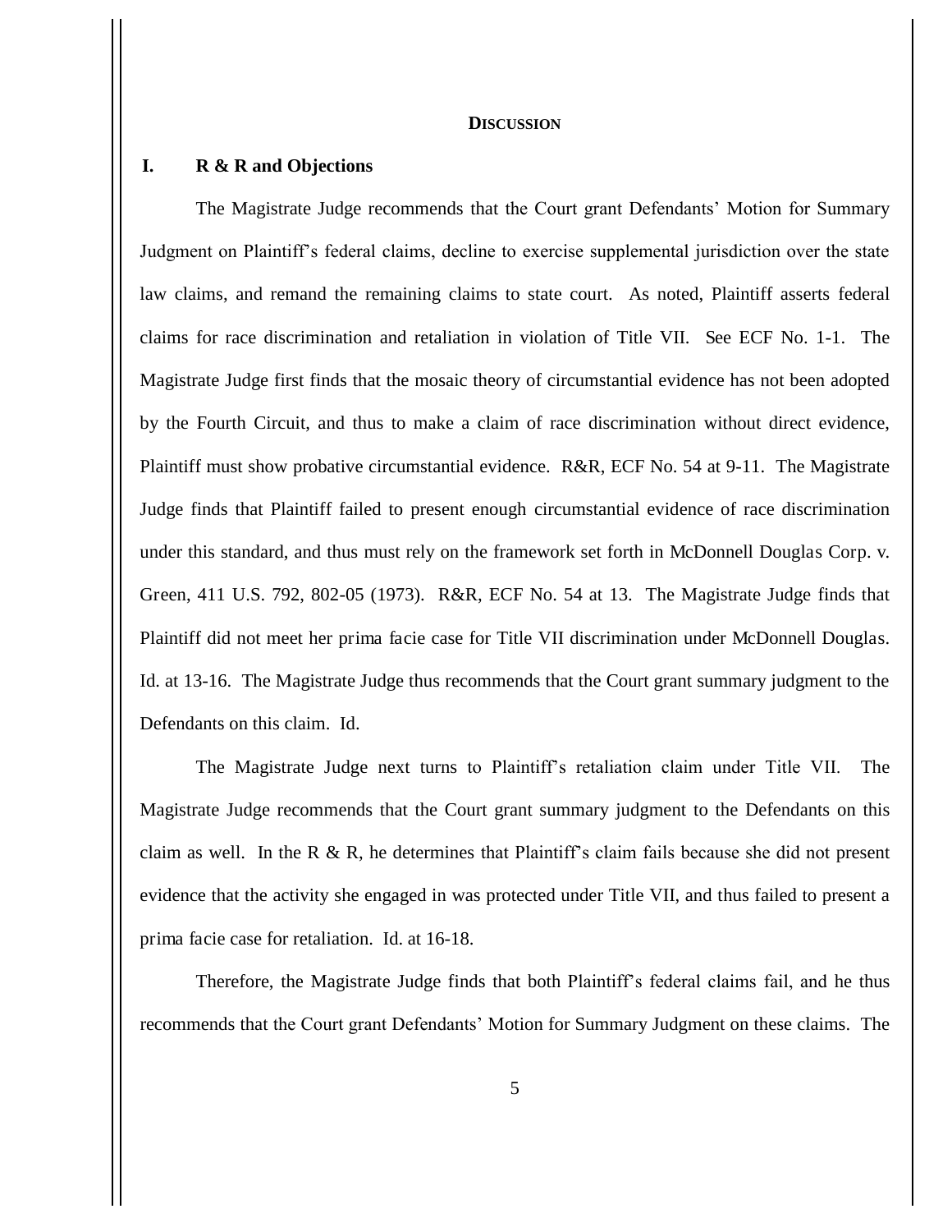## DISCUSSION

### I. R & R and Objections

The Magistrate Judge recommends that the Court grant Defendants' Motion for Summary Judgment on Plaintiff's federal claims, decline to exercise supplemental jurisdiction over the state law claims, and remand the remaining claims to state court. As noted, Plaintiff asserts federal claims for race discrimination and retaliation in violation of Title VII. See ECF No. 1-1. The Magistrate Judge first finds that the mosaic theory of circumstantial evidence has not been adopted by the Fourth Circuit, and thus to make a claim of race discrimination without direct evidence, Plaintiff must show probative circumstantial evidence. R&R, ECF No. 54 at 9-11. The Magistrate Judge finds that Plaintiff failed to present enough circumstantial evidence of race discrimination under this standard, and thus must rely on the framework set forth in McDonnell Douglas Corp. v. Green, 411 U.S. 792, 802-05 (1973). R&R, ECF No. 54 at 13. The Magistrate Judge finds that Plaintiff did not meet her prima facie case for Title VII discrimination under McDonnell Douglas. Id. at 13-16. The Magistrate Judge thus recommends that the Court grant summary judgment to the Defendants on this claim. Id.

The Magistrate Judge next turns to Plaintiff's retaliation claim under Title VII. The Magistrate Judge recommends that the Court grant summary judgment to the Defendants on this claim as well. In the R & R, he determines that Plaintiff's claim fails because she did not present evidence that the activity she engaged in was protected under Title VII, and thus failed to present a prima facie case for retaliation. Id. at 16-18.

Therefore, the Magistrate Judge finds that both Plaintiff's federal claims fail, and he thus recommends that the Court grant Defendants' Motion for Summary Judgment on these claims. The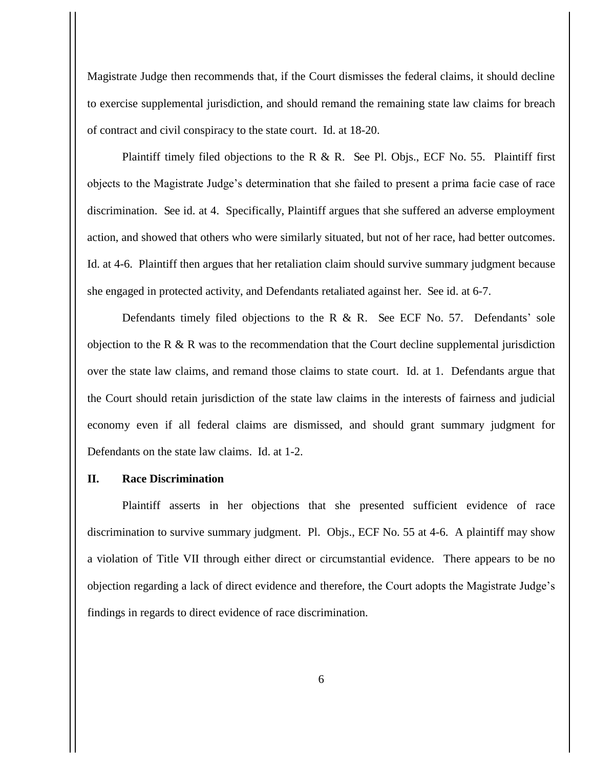Magistrate Judge then recommends that, if the Court dismisses the federal claims, it should decline to exercise supplemental jurisdiction, and should remand the remaining state law claims for breach of contract and civil conspiracy to the state court. Id. at 18-20.

Plaintiff timely filed objections to the R & R. See Pl. Objs., ECF No. 55. Plaintiff first objects to the Magistrate Judge's determination that she failed to present a prima facie case of race discrimination. See id. at 4. Specifically, Plaintiff argues that she suffered an adverse employment action, and showed that others who were similarly situated, but not of her race, had better outcomes. Id. at 4-6. Plaintiff then argues that her retaliation claim should survive summary judgment because she engaged in protected activity, and Defendants retaliated against her. See id. at 6-7.

Defendants timely filed objections to the R & R. See ECF No. 57. Defendants' sole objection to the R & R was to the recommendation that the Court decline supplemental jurisdiction over the state law claims, and remand those claims to state court. Id. at 1. Defendants argue that the Court should retain jurisdiction of the state law claims in the interests of fairness and judicial economy even if all federal claims are dismissed, and should grant summary judgment for Defendants on the state law claims. Id. at 1-2.

## II. Race Discrimination

Plaintiff asserts in her objections that she presented sufficient evidence of race discrimination to survive summary judgment. Pl. Objs., ECF No. 55 at 4-6. A plaintiff may show a violation of Title VII through either direct or circumstantial evidence. There appears to be no objection regarding a lack of direct evidence and therefore, the Court adopts the Magistrate Judge's findings in regards to direct evidence of race discrimination.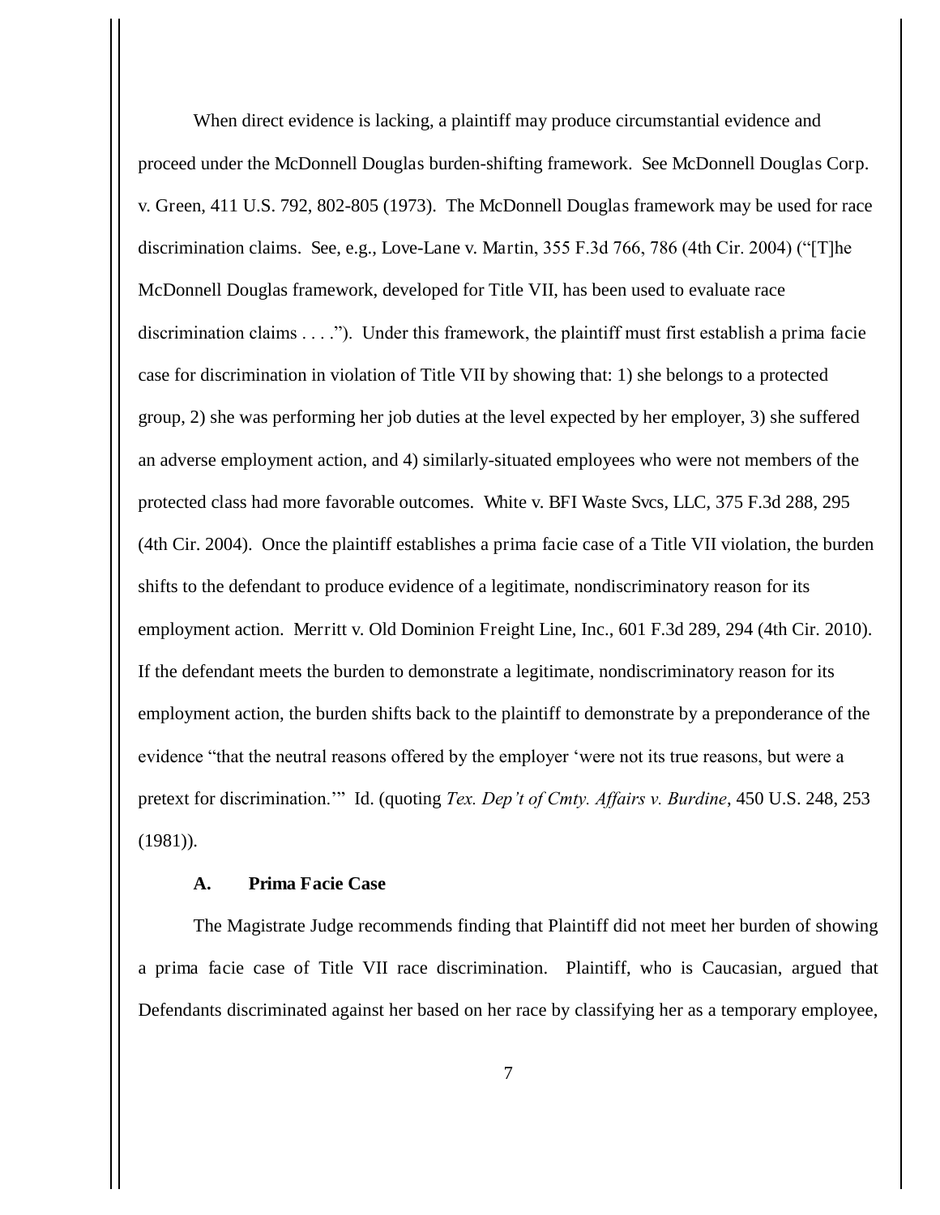When direct evidence is lacking, a plaintiff may produce circumstantial evidence and proceed under the McDonnell Douglas burden-shifting framework. See McDonnell Douglas Corp. v. Green, 411 U.S. 792, 802-805 (1973). The McDonnell Douglas framework may be used for race discrimination claims. See, e.g., Love-Lane v. Martin, 355 F.3d 766, 786 (4th Cir. 2004) ("[T]he McDonnell Douglas framework, developed for Title VII, has been used to evaluate race discrimination claims . . . ."). Under this framework, the plaintiff must first establish a prima facie case for discrimination in violation of Title VII by showing that: 1) she belongs to a protected group, 2) she was performing her job duties at the level expected by her employer, 3) she suffered an adverse employment action, and 4) similarly-situated employees who were not members of the protected class had more favorable outcomes. White v. BFI Waste Svcs, LLC, 375 F.3d 288, 295 (4th Cir. 2004). Once the plaintiff establishes a prima facie case of a Title VII violation, the burden shifts to the defendant to produce evidence of a legitimate, nondiscriminatory reason for its employment action. Merritt v. Old Dominion Freight Line, Inc., 601 F.3d 289, 294 (4th Cir. 2010). If the defendant meets the burden to demonstrate a legitimate, nondiscriminatory reason for its employment action, the burden shifts back to the plaintiff to demonstrate by a preponderance of the evidence "that the neutral reasons offered by the employer 'were not its true reasons, but were a pretext for discrimination.'" Id. (quoting *Tex. Dep't of Cmty. Affairs v. Burdine*, 450 U.S. 248, 253 (1981)).

**A. Prima Facie Case**

The Magistrate Judge recommends finding that Plaintiff did not meet her burden of showing a prima facie case of Title VII race discrimination. Plaintiff, who is Caucasian, argued that Defendants discriminated against her based on her race by classifying her as a temporary employee,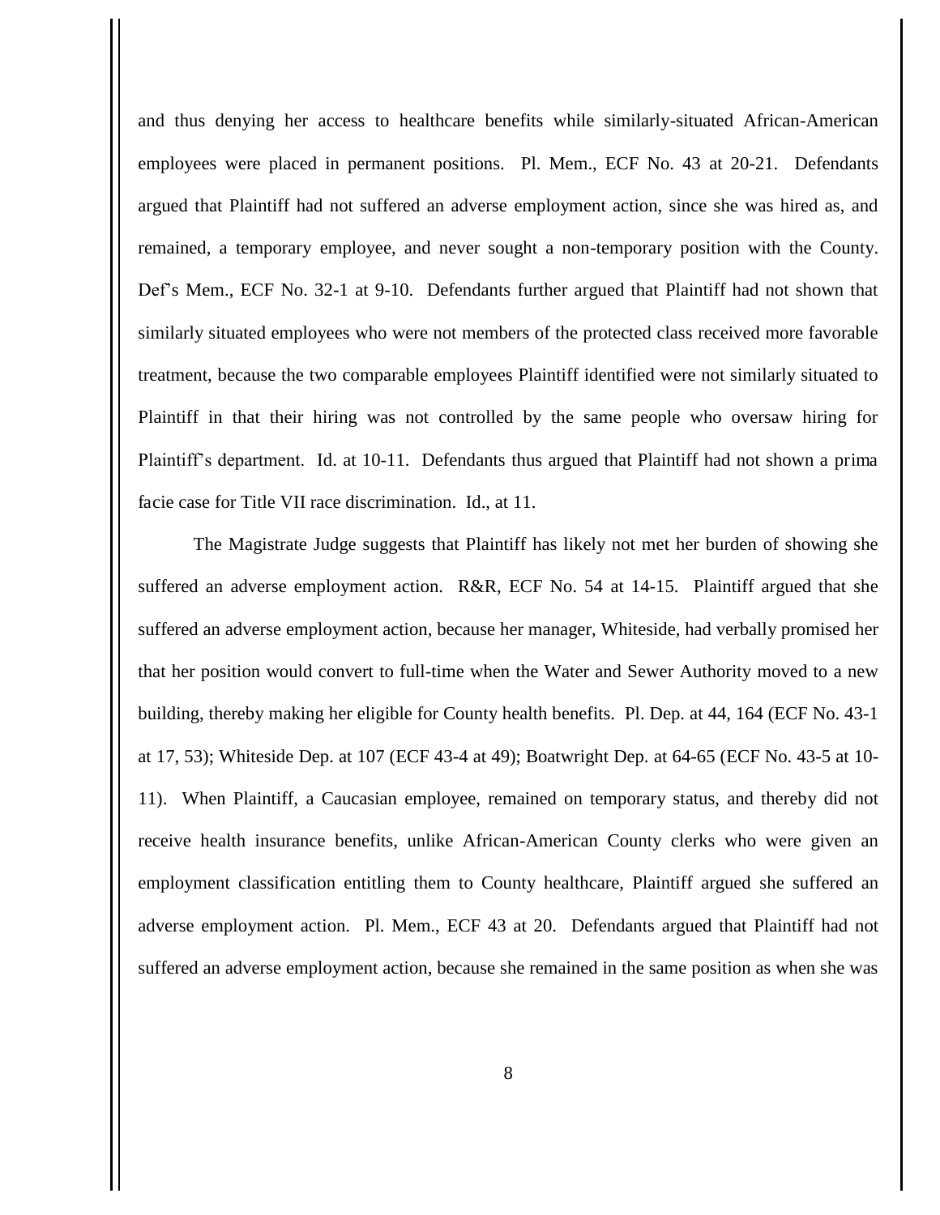and thus denying her access to healthcare benefits while similarly-situated African-American employees were placed in permanent positions. Pl. Mem., ECF No. 43 at 20-21. Defendants argued that Plaintiff had not suffered an adverse employment action, since she was hired as, and remained, a temporary employee, and never sought a non-temporary position with the County. Def's Mem., ECF No. 32-1 at 9-10. Defendants further argued that Plaintiff had not shown that similarly situated employees who were not members of the protected class received more favorable treatment, because the two comparable employees Plaintiff identified were not similarly situated to Plaintiff in that their hiring was not controlled by the same people who oversaw hiring for Plaintiff's department. Id. at 10-11. Defendants thus argued that Plaintiff had not shown a prima facie case for Title VII race discrimination. Id., at 11.

The Magistrate Judge suggests that Plaintiff has likely not met her burden of showing she suffered an adverse employment action. R&R, ECF No. 54 at 14-15. Plaintiff argued that she suffered an adverse employment action, because her manager, Whiteside, had verbally promised her that her position would convert to full-time when the Water and Sewer Authority moved to a new building, thereby making her eligible for County health benefits. Pl. Dep. at 44, 164 (ECF No. 43-1 at 17, 53); Whiteside Dep. at 107 (ECF 43-4 at 49); Boatwright Dep. at 64-65 (ECF No. 43-5 at 10-11). When Plaintiff, a Caucasian employee, remained on temporary status, and thereby did not receive health insurance benefits, unlike African-American County clerks who were given an employment classification entitling them to County healthcare, Plaintiff argued she suffered an adverse employment action. Pl. Mem., ECF 43 at 20. Defendants argued that Plaintiff had not suffered an adverse employment action, because she remained in the same position as when she was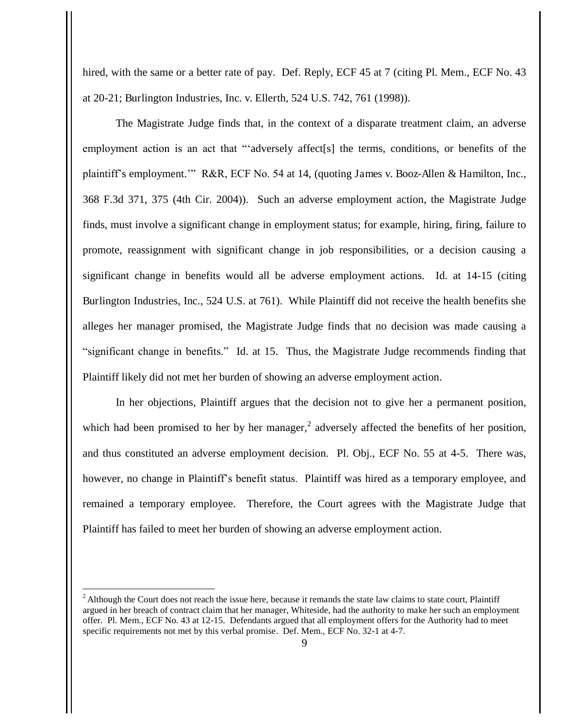hired, with the same or a better rate of pay. Def. Reply, ECF 45 at 7 (citing Pl. Mem., ECF No. 43 at 20-21; Burlington Industries, Inc. v. Ellerth, 524 U.S. 742, 761 (1998)).

The Magistrate Judge finds that, in the context of a disparate treatment claim, an adverse employment action is an act that "'adversely affect[s] the terms, conditions, or benefits of the plaintiff's employment.'" R&R, ECF No. 54 at 14, (quoting James v. Booz-Allen & Hamilton, Inc., 368 F.3d 371, 375 (4th Cir. 2004)). Such an adverse employment action, the Magistrate Judge finds, must involve a significant change in employment status; for example, hiring, firing, failure to promote, reassignment with significant change in job responsibilities, or a decision causing a significant change in benefits would all be adverse employment actions. Id. at 14-15 (citing Burlington Industries, Inc., 524 U.S. at 761). While Plaintiff did not receive the health benefits she alleges her manager promised, the Magistrate Judge finds that no decision was made causing a "significant change in benefits." Id. at 15. Thus, the Magistrate Judge recommends finding that Plaintiff likely did not met her burden of showing an adverse employment action.

In her objections, Plaintiff argues that the decision not to give her a permanent position, which had been promised to her by her manager,[2] adversely affected the benefits of her position, and thus constituted an adverse employment decision. Pl. Obj., ECF No. 55 at 4-5. There was, however, no change in Plaintiff's benefit status. Plaintiff was hired as a temporary employee, and remained a temporary employee. Therefore, the Court agrees with the Magistrate Judge that Plaintiff has failed to meet her burden of showing an adverse employment action.

---

[2] Although the Court does not reach the issue here, because it remands the state law claims to state court, Plaintiff argued in her breach of contract claim that her manager, Whiteside, had the authority to make her such an employment offer. Pl. Mem., ECF No. 43 at 12-15. Defendants argued that all employment offers for the Authority had to meet specific requirements not met by this verbal promise. Def. Mem., ECF No. 32-1 at 4-7.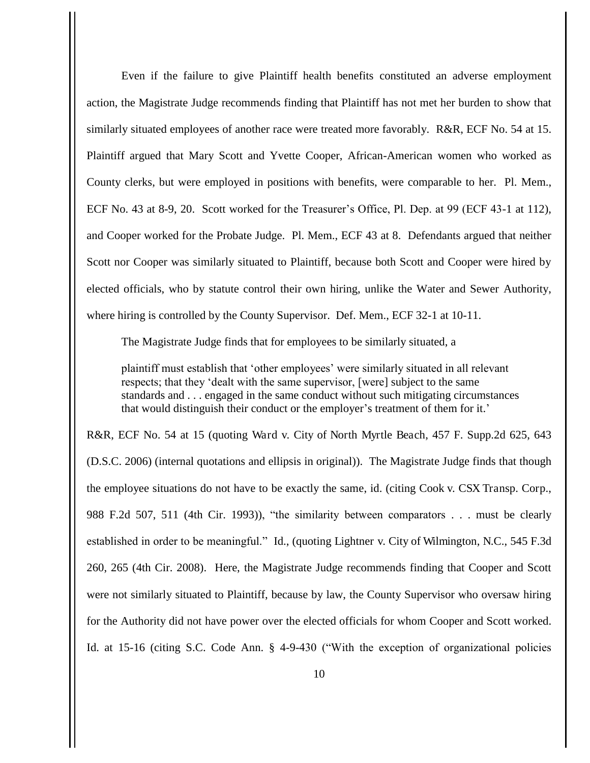Even if the failure to give Plaintiff health benefits constituted an adverse employment action, the Magistrate Judge recommends finding that Plaintiff has not met her burden to show that similarly situated employees of another race were treated more favorably. R&R, ECF No. 54 at 15. Plaintiff argued that Mary Scott and Yvette Cooper, African-American women who worked as County clerks, but were employed in positions with benefits, were comparable to her. Pl. Mem., ECF No. 43 at 8-9, 20. Scott worked for the Treasurer's Office, Pl. Dep. at 99 (ECF 43-1 at 112), and Cooper worked for the Probate Judge. Pl. Mem., ECF 43 at 8. Defendants argued that neither Scott nor Cooper was similarly situated to Plaintiff, because both Scott and Cooper were hired by elected officials, who by statute control their own hiring, unlike the Water and Sewer Authority, where hiring is controlled by the County Supervisor. Def. Mem., ECF 32-1 at 10-11.

The Magistrate Judge finds that for employees to be similarly situated, a

> plaintiff must establish that 'other employees' were similarly situated in all relevant respects; that they 'dealt with the same supervisor, [were] subject to the same standards and . . . engaged in the same conduct without such mitigating circumstances that would distinguish their conduct or the employer's treatment of them for it.'

R&R, ECF No. 54 at 15 (quoting *Ward v. City of North Myrtle Beach*, 457 F. Supp.2d 625, 643 (D.S.C. 2006) (internal quotations and ellipsis in original)). The Magistrate Judge finds that though the employee situations do not have to be exactly the same, id. (citing *Cook v. CSX Transp. Corp.*, 988 F.2d 507, 511 (4th Cir. 1993)), "the similarity between comparators . . . must be clearly established in order to be meaningful." Id., (quoting *Lightner v. City of Wilmington, N.C.*, 545 F.3d 260, 265 (4th Cir. 2008). Here, the Magistrate Judge recommends finding that Cooper and Scott were not similarly situated to Plaintiff, because by law, the County Supervisor who oversaw hiring for the Authority did not have power over the elected officials for whom Cooper and Scott worked. Id. at 15-16 (citing S.C. Code Ann. § 4-9-430 ("With the exception of organizational policies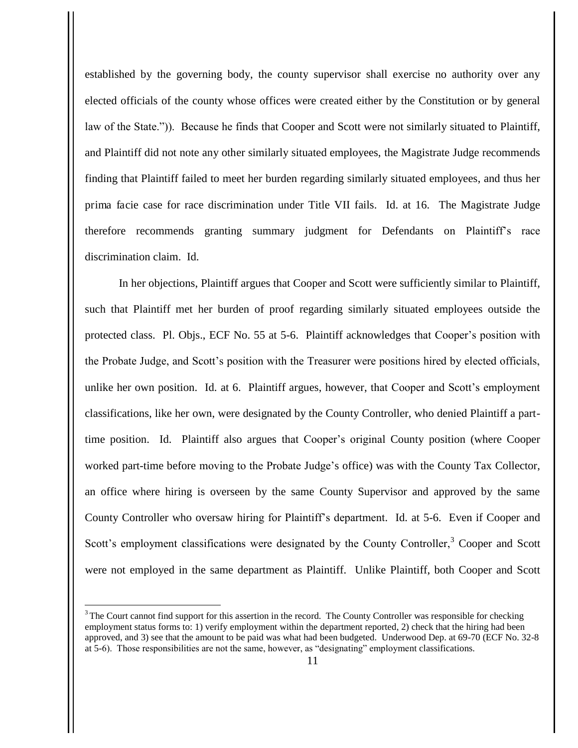established by the governing body, the county supervisor shall exercise no authority over any elected officials of the county whose offices were created either by the Constitution or by general law of the State.")). Because he finds that Cooper and Scott were not similarly situated to Plaintiff, and Plaintiff did not note any other similarly situated employees, the Magistrate Judge recommends finding that Plaintiff failed to meet her burden regarding similarly situated employees, and thus her prima facie case for race discrimination under Title VII fails. Id. at 16. The Magistrate Judge therefore recommends granting summary judgment for Defendants on Plaintiff's race discrimination claim. Id.

In her objections, Plaintiff argues that Cooper and Scott were sufficiently similar to Plaintiff, such that Plaintiff met her burden of proof regarding similarly situated employees outside the protected class. Pl. Objs., ECF No. 55 at 5-6. Plaintiff acknowledges that Cooper's position with the Probate Judge, and Scott's position with the Treasurer were positions hired by elected officials, unlike her own position. Id. at 6. Plaintiff argues, however, that Cooper and Scott's employment classifications, like her own, were designated by the County Controller, who denied Plaintiff a part-time position. Id. Plaintiff also argues that Cooper's original County position (where Cooper worked part-time before moving to the Probate Judge's office) was with the County Tax Collector, an office where hiring is overseen by the same County Supervisor and approved by the same County Controller who oversaw hiring for Plaintiff's department. Id. at 5-6. Even if Cooper and Scott's employment classifications were designated by the County Controller,[3] Cooper and Scott were not employed in the same department as Plaintiff. Unlike Plaintiff, both Cooper and Scott

---

[3] The Court cannot find support for this assertion in the record. The County Controller was responsible for checking employment status forms to: 1) verify employment within the department reported, 2) check that the hiring had been approved, and 3) see that the amount to be paid was what had been budgeted. Underwood Dep. at 69-70 (ECF No. 32-8 at 5-6). Those responsibilities are not the same, however, as "designating" employment classifications.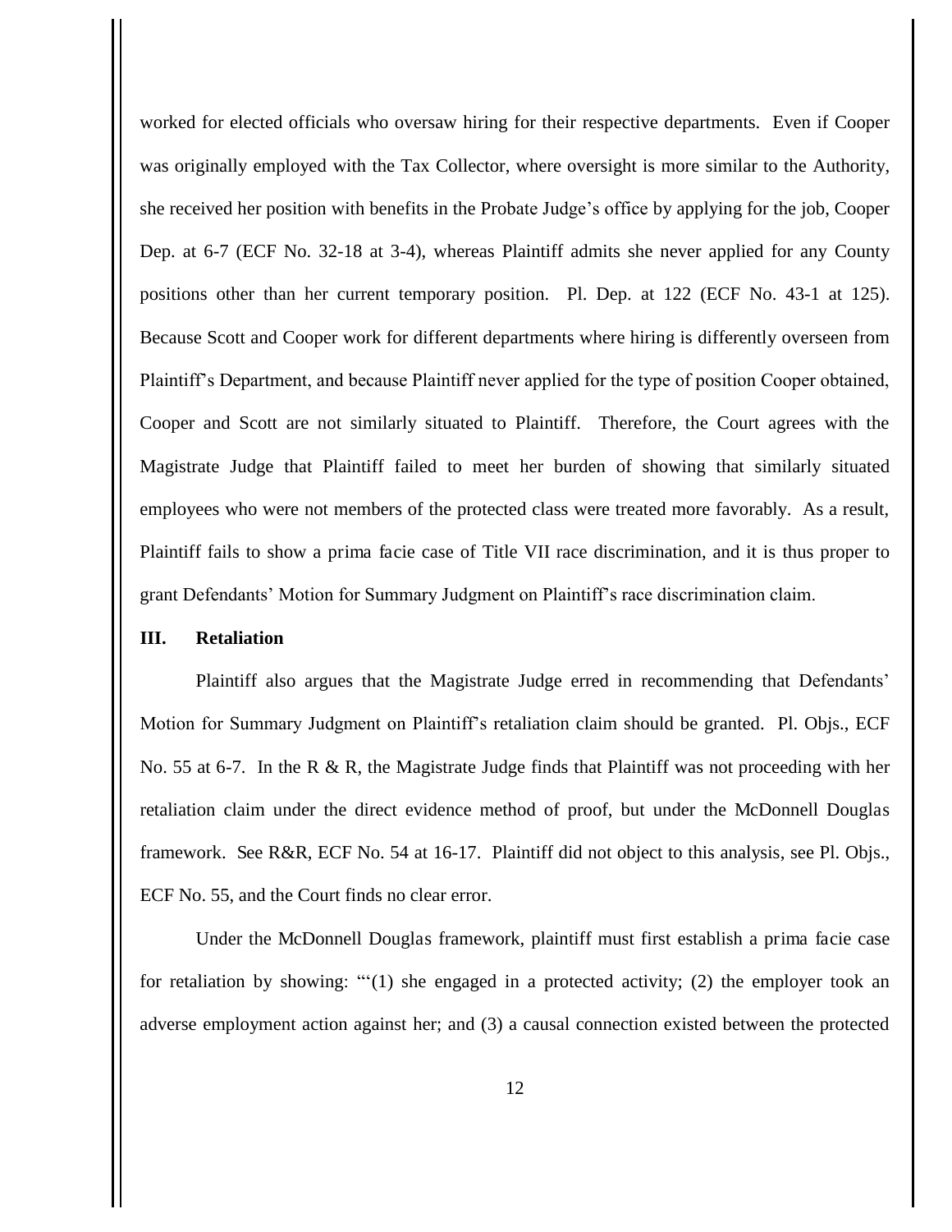worked for elected officials who oversaw hiring for their respective departments. Even if Cooper was originally employed with the Tax Collector, where oversight is more similar to the Authority, she received her position with benefits in the Probate Judge's office by applying for the job, Cooper Dep. at 6-7 (ECF No. 32-18 at 3-4), whereas Plaintiff admits she never applied for any County positions other than her current temporary position. Pl. Dep. at 122 (ECF No. 43-1 at 125). Because Scott and Cooper work for different departments where hiring is differently overseen from Plaintiff's Department, and because Plaintiff never applied for the type of position Cooper obtained, Cooper and Scott are not similarly situated to Plaintiff. Therefore, the Court agrees with the Magistrate Judge that Plaintiff failed to meet her burden of showing that similarly situated employees who were not members of the protected class were treated more favorably. As a result, Plaintiff fails to show a prima facie case of Title VII race discrimination, and it is thus proper to grant Defendants' Motion for Summary Judgment on Plaintiff's race discrimination claim.

### III. Retaliation

Plaintiff also argues that the Magistrate Judge erred in recommending that Defendants' Motion for Summary Judgment on Plaintiff's retaliation claim should be granted. Pl. Objs., ECF No. 55 at 6-7. In the R & R, the Magistrate Judge finds that Plaintiff was not proceeding with her retaliation claim under the direct evidence method of proof, but under the McDonnell Douglas framework. See R&R, ECF No. 54 at 16-17. Plaintiff did not object to this analysis, see Pl. Objs., ECF No. 55, and the Court finds no clear error.

Under the McDonnell Douglas framework, plaintiff must first establish a prima facie case for retaliation by showing: "'(1) she engaged in a protected activity; (2) the employer took an adverse employment action against her; and (3) a causal connection existed between the protected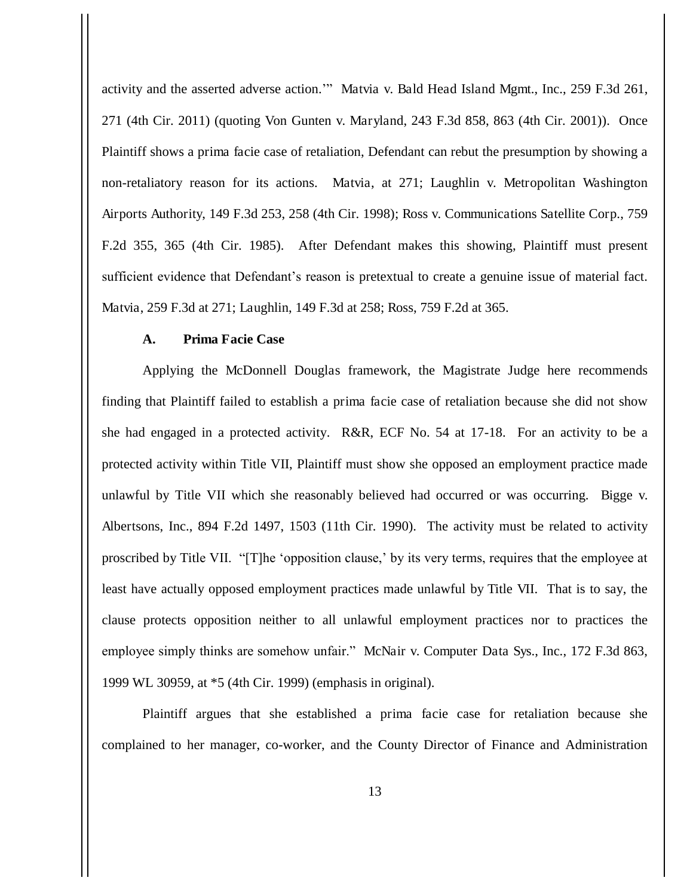activity and the asserted adverse action.'" Matvia v. Bald Head Island Mgmt., Inc., 259 F.3d 261, 271 (4th Cir. 2011) (quoting Von Gunten v. Maryland, 243 F.3d 858, 863 (4th Cir. 2001)). Once Plaintiff shows a prima facie case of retaliation, Defendant can rebut the presumption by showing a non-retaliatory reason for its actions. Matvia, at 271; Laughlin v. Metropolitan Washington Airports Authority, 149 F.3d 253, 258 (4th Cir. 1998); Ross v. Communications Satellite Corp., 759 F.2d 355, 365 (4th Cir. 1985). After Defendant makes this showing, Plaintiff must present sufficient evidence that Defendant's reason is pretextual to create a genuine issue of material fact. Matvia, 259 F.3d at 271; Laughlin, 149 F.3d at 258; Ross, 759 F.2d at 365.

### A. Prima Facie Case

Applying the McDonnell Douglas framework, the Magistrate Judge here recommends finding that Plaintiff failed to establish a prima facie case of retaliation because she did not show she had engaged in a protected activity. R&R, ECF No. 54 at 17-18. For an activity to be a protected activity within Title VII, Plaintiff must show she opposed an employment practice made unlawful by Title VII which she reasonably believed had occurred or was occurring. Bigge v. Albertsons, Inc., 894 F.2d 1497, 1503 (11th Cir. 1990). The activity must be related to activity proscribed by Title VII. "[T]he 'opposition clause,' by its very terms, requires that the employee at least have actually opposed employment practices made unlawful by Title VII. That is to say, the clause protects opposition neither to all unlawful employment practices nor to practices the employee simply thinks are somehow unfair." McNair v. Computer Data Sys., Inc., 172 F.3d 863, 1999 WL 30959, at *5 (4th Cir. 1999) (emphasis in original).

Plaintiff argues that she established a prima facie case for retaliation because she complained to her manager, co-worker, and the County Director of Finance and Administration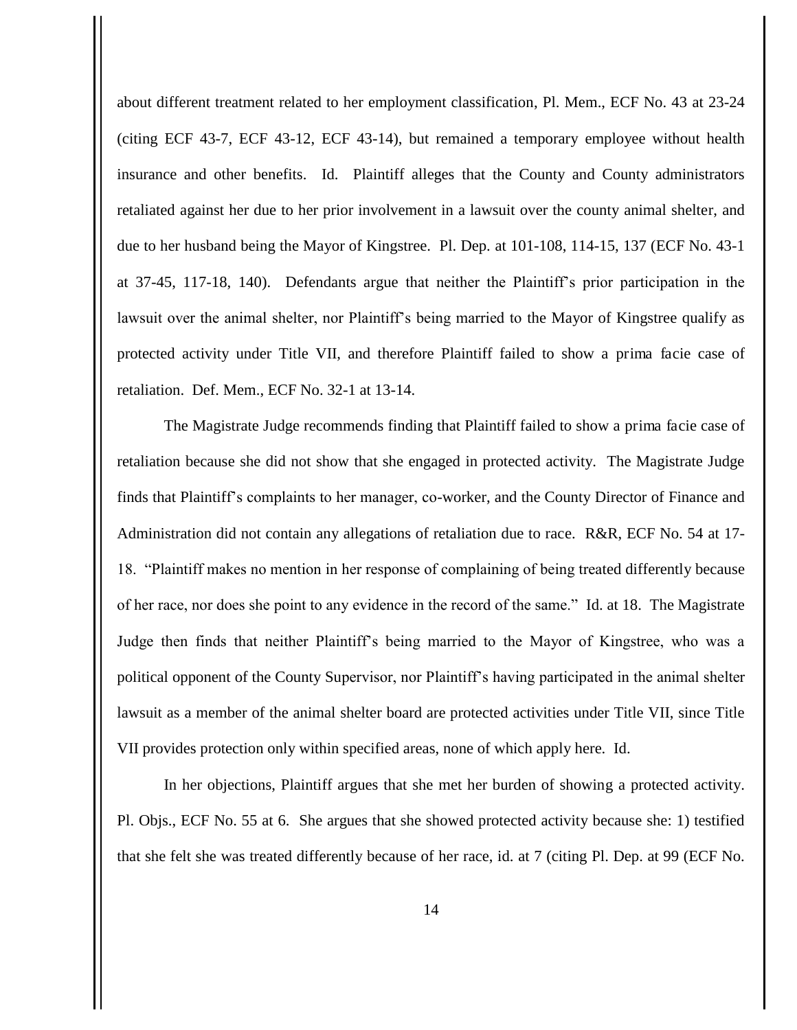about different treatment related to her employment classification, Pl. Mem., ECF No. 43 at 23-24 (citing ECF 43-7, ECF 43-12, ECF 43-14), but remained a temporary employee without health insurance and other benefits. Id. Plaintiff alleges that the County and County administrators retaliated against her due to her prior involvement in a lawsuit over the county animal shelter, and due to her husband being the Mayor of Kingstree. Pl. Dep. at 101-108, 114-15, 137 (ECF No. 43-1 at 37-45, 117-18, 140). Defendants argue that neither the Plaintiff's prior participation in the lawsuit over the animal shelter, nor Plaintiff's being married to the Mayor of Kingstree qualify as protected activity under Title VII, and therefore Plaintiff failed to show a prima facie case of retaliation. Def. Mem., ECF No. 32-1 at 13-14.

The Magistrate Judge recommends finding that Plaintiff failed to show a prima facie case of retaliation because she did not show that she engaged in protected activity. The Magistrate Judge finds that Plaintiff's complaints to her manager, co-worker, and the County Director of Finance and Administration did not contain any allegations of retaliation due to race. R&R, ECF No. 54 at 17-18. "Plaintiff makes no mention in her response of complaining of being treated differently because of her race, nor does she point to any evidence in the record of the same." Id. at 18. The Magistrate Judge then finds that neither Plaintiff's being married to the Mayor of Kingstree, who was a political opponent of the County Supervisor, nor Plaintiff's having participated in the animal shelter lawsuit as a member of the animal shelter board are protected activities under Title VII, since Title VII provides protection only within specified areas, none of which apply here. Id.

In her objections, Plaintiff argues that she met her burden of showing a protected activity. Pl. Objs., ECF No. 55 at 6. She argues that she showed protected activity because she: 1) testified that she felt she was treated differently because of her race, id. at 7 (citing Pl. Dep. at 99 (ECF No.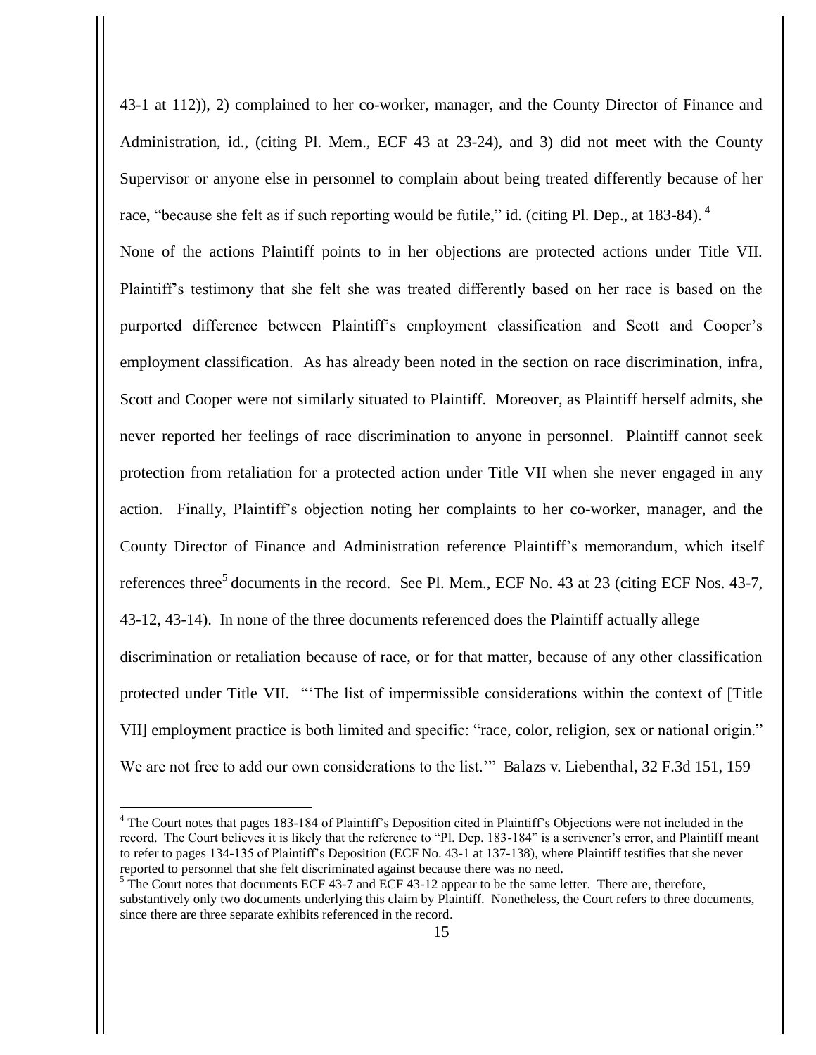43-1 at 112)), 2) complained to her co-worker, manager, and the County Director of Finance and Administration, id., (citing Pl. Mem., ECF 43 at 23-24), and 3) did not meet with the County Supervisor or anyone else in personnel to complain about being treated differently because of her race, "because she felt as if such reporting would be futile," id. (citing Pl. Dep., at 183-84). [4]

None of the actions Plaintiff points to in her objections are protected actions under Title VII. Plaintiff's testimony that she felt she was treated differently based on her race is based on the purported difference between Plaintiff's employment classification and Scott and Cooper's employment classification. As has already been noted in the section on race discrimination, *infra*, Scott and Cooper were not similarly situated to Plaintiff. Moreover, as Plaintiff herself admits, she never reported her feelings of race discrimination to anyone in personnel. Plaintiff cannot seek protection from retaliation for a protected action under Title VII when she never engaged in any action. Finally, Plaintiff's objection noting her complaints to her co-worker, manager, and the County Director of Finance and Administration reference Plaintiff's memorandum, which itself references three[5] documents in the record. See Pl. Mem., ECF No. 43 at 23 (citing ECF Nos. 43-7, 43-12, 43-14). In none of the three documents referenced does the Plaintiff actually allege discrimination or retaliation because of race, or for that matter, because of any other classification protected under Title VII. "'The list of impermissible considerations within the context of [Title VII] employment practice is both limited and specific: "race, color, religion, sex or national origin." We are not free to add our own considerations to the list.'" Balazs v. Liebenthal, 32 F.3d 151, 159

[4] The Court notes that pages 183-184 of Plaintiff's Deposition cited in Plaintiff's Objections were not included in the record. The Court believes it is likely that the reference to "Pl. Dep. 183-184" is a scrivener's error, and Plaintiff meant to refer to pages 134-135 of Plaintiff's Deposition (ECF No. 43-1 at 137-138), where Plaintiff testifies that she never reported to personnel that she felt discriminated against because there was no need.

[5] The Court notes that documents ECF 43-7 and ECF 43-12 appear to be the same letter. There are, therefore, substantively only two documents underlying this claim by Plaintiff. Nonetheless, the Court refers to three documents, since there are three separate exhibits referenced in the record.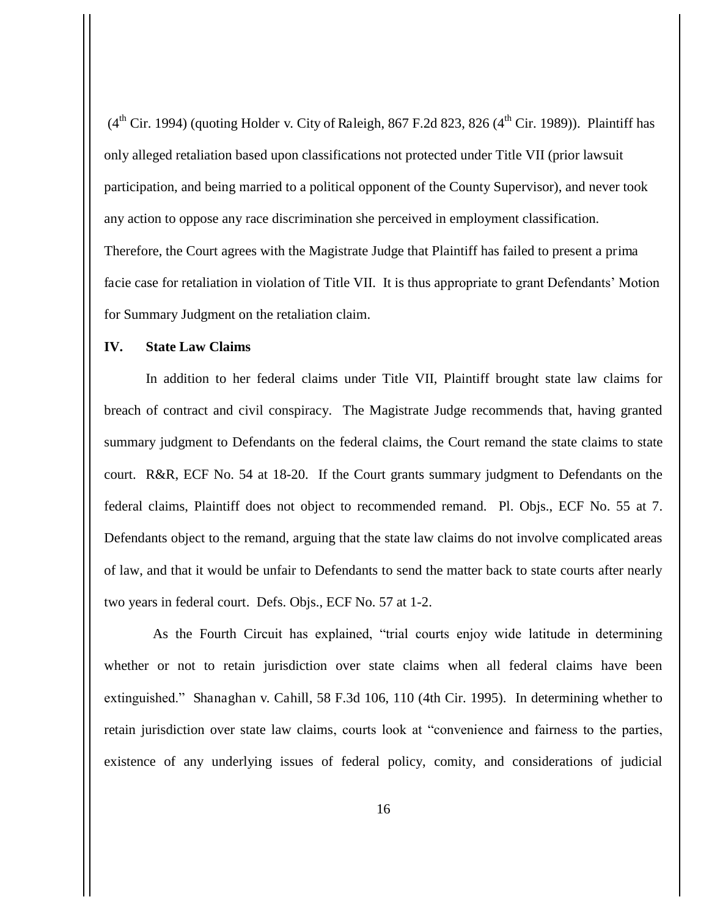(4th Cir. 1994) (quoting Holder v. City of Raleigh, 867 F.2d 823, 826 (4th Cir. 1989)). Plaintiff has only alleged retaliation based upon classifications not protected under Title VII (prior lawsuit participation, and being married to a political opponent of the County Supervisor), and never took any action to oppose any race discrimination she perceived in employment classification. Therefore, the Court agrees with the Magistrate Judge that Plaintiff has failed to present a prima facie case for retaliation in violation of Title VII. It is thus appropriate to grant Defendants' Motion for Summary Judgment on the retaliation claim.

## IV. State Law Claims

In addition to her federal claims under Title VII, Plaintiff brought state law claims for breach of contract and civil conspiracy. The Magistrate Judge recommends that, having granted summary judgment to Defendants on the federal claims, the Court remand the state claims to state court. R&R, ECF No. 54 at 18-20. If the Court grants summary judgment to Defendants on the federal claims, Plaintiff does not object to recommended remand. Pl. Objs., ECF No. 55 at 7. Defendants object to the remand, arguing that the state law claims do not involve complicated areas of law, and that it would be unfair to Defendants to send the matter back to state courts after nearly two years in federal court. Defs. Objs., ECF No. 57 at 1-2.

As the Fourth Circuit has explained, "trial courts enjoy wide latitude in determining whether or not to retain jurisdiction over state claims when all federal claims have been extinguished." Shanaghan v. Cahill, 58 F.3d 106, 110 (4th Cir. 1995). In determining whether to retain jurisdiction over state law claims, courts look at "convenience and fairness to the parties, existence of any underlying issues of federal policy, comity, and considerations of judicial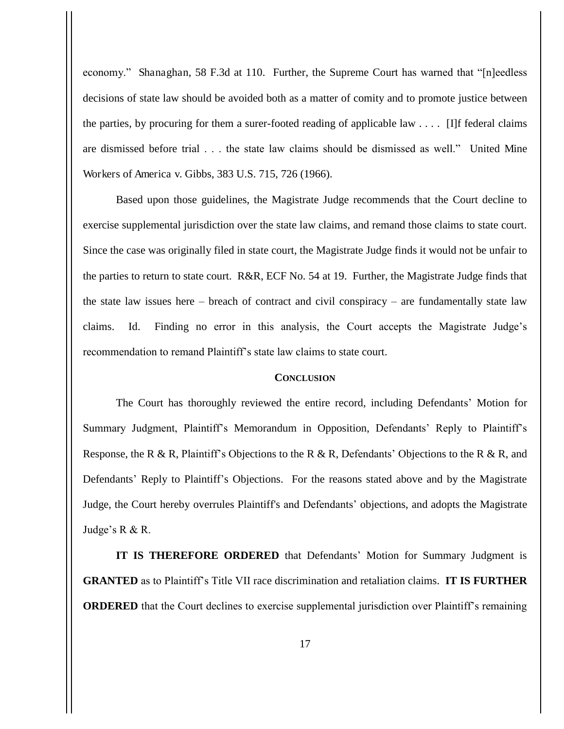economy." Shanaghan, 58 F.3d at 110. Further, the Supreme Court has warned that "[n]eedless decisions of state law should be avoided both as a matter of comity and to promote justice between the parties, by procuring for them a surer-footed reading of applicable law . . . . [I]f federal claims are dismissed before trial . . . the state law claims should be dismissed as well." United Mine Workers of America v. Gibbs, 383 U.S. 715, 726 (1966).

Based upon those guidelines, the Magistrate Judge recommends that the Court decline to exercise supplemental jurisdiction over the state law claims, and remand those claims to state court. Since the case was originally filed in state court, the Magistrate Judge finds it would not be unfair to the parties to return to state court. R&R, ECF No. 54 at 19. Further, the Magistrate Judge finds that the state law issues here – breach of contract and civil conspiracy – are fundamentally state law claims. Id. Finding no error in this analysis, the Court accepts the Magistrate Judge's recommendation to remand Plaintiff's state law claims to state court.

## CONCLUSION

The Court has thoroughly reviewed the entire record, including Defendants' Motion for Summary Judgment, Plaintiff's Memorandum in Opposition, Defendants' Reply to Plaintiff's Response, the R & R, Plaintiff's Objections to the R & R, Defendants' Objections to the R & R, and Defendants' Reply to Plaintiff's Objections. For the reasons stated above and by the Magistrate Judge, the Court hereby overrules Plaintiff's and Defendants' objections, and adopts the Magistrate Judge's R & R.

**IT IS THEREFORE ORDERED** that Defendants' Motion for Summary Judgment is **GRANTED** as to Plaintiff's Title VII race discrimination and retaliation claims. **IT IS FURTHER ORDERED** that the Court declines to exercise supplemental jurisdiction over Plaintiff's remaining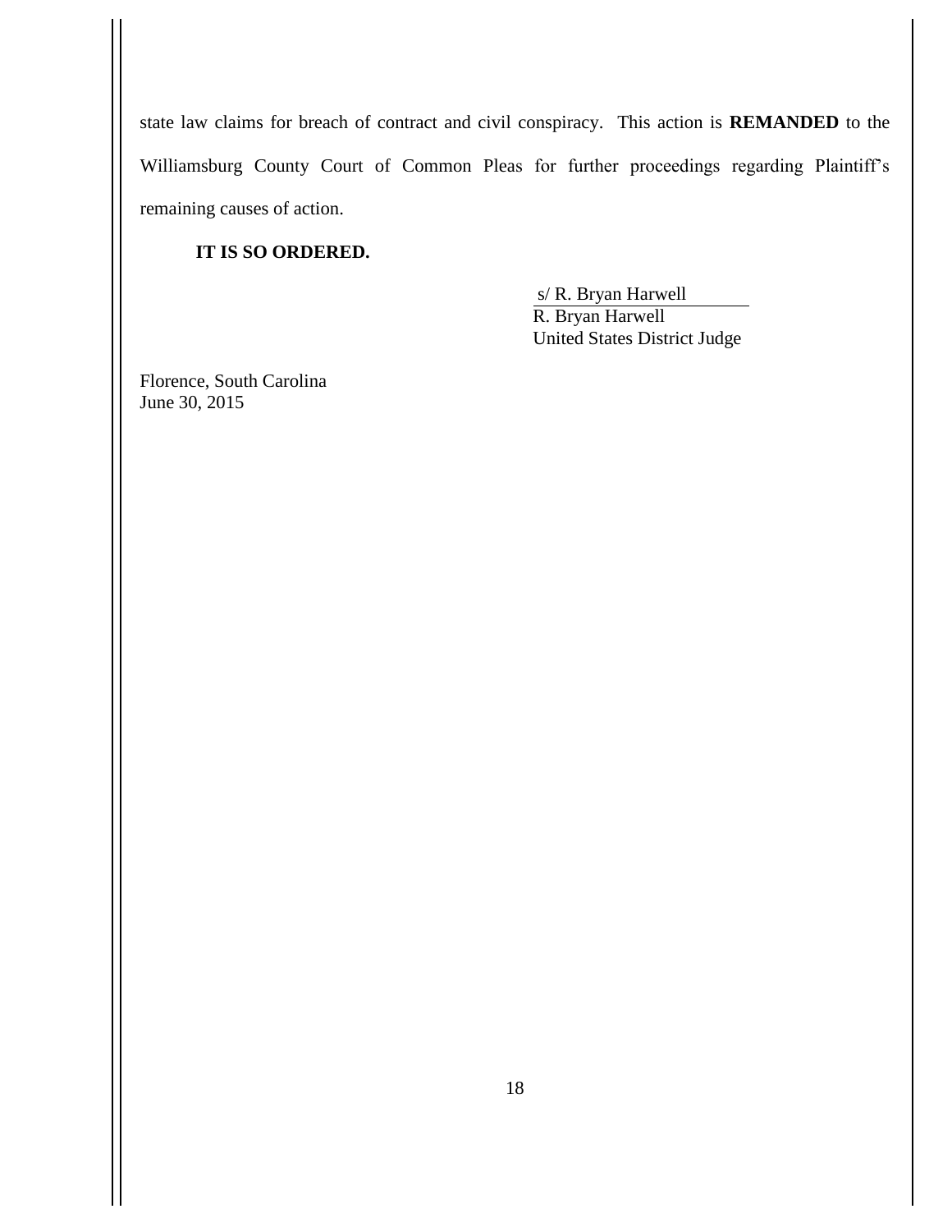state law claims for breach of contract and civil conspiracy. This action is **REMANDED** to the Williamsburg County Court of Common Pleas for further proceedings regarding Plaintiff's remaining causes of action.

**IT IS SO ORDERED.**

s/ R. Bryan Harwell
R. Bryan Harwell
United States District Judge

Florence, South Carolina
June 30, 2015